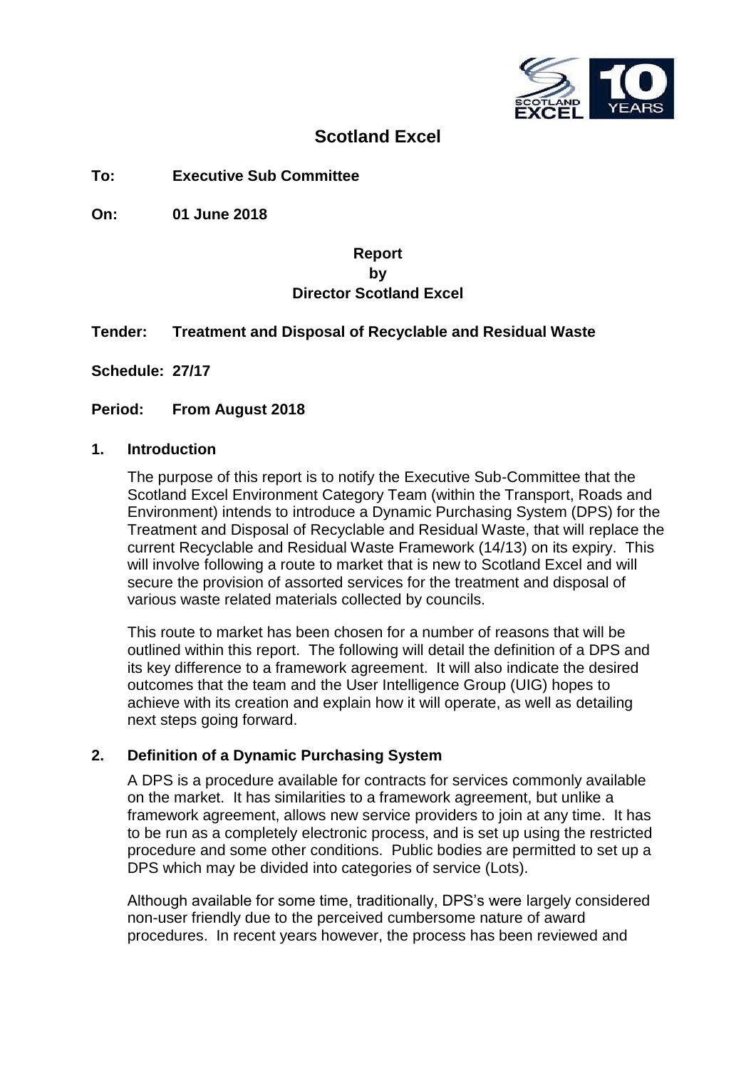# Scotland Excel

**To:** **Executive Sub Committee**

**On:** **01 June 2018**

**Report**
**by**
**Director Scotland Excel**

**Tender:** **Treatment and Disposal of Recyclable and Residual Waste**

**Schedule:** **27/17**

**Period:** **From August 2018**

## 1. Introduction

The purpose of this report is to notify the Executive Sub-Committee that the Scotland Excel Environment Category Team (within the Transport, Roads and Environment) intends to introduce a Dynamic Purchasing System (DPS) for the Treatment and Disposal of Recyclable and Residual Waste, that will replace the current Recyclable and Residual Waste Framework (14/13) on its expiry. This will involve following a route to market that is new to Scotland Excel and will secure the provision of assorted services for the treatment and disposal of various waste related materials collected by councils.

This route to market has been chosen for a number of reasons that will be outlined within this report. The following will detail the definition of a DPS and its key difference to a framework agreement. It will also indicate the desired outcomes that the team and the User Intelligence Group (UIG) hopes to achieve with its creation and explain how it will operate, as well as detailing next steps going forward.

## 2. Definition of a Dynamic Purchasing System

A DPS is a procedure available for contracts for services commonly available on the market. It has similarities to a framework agreement, but unlike a framework agreement, allows new service providers to join at any time. It has to be run as a completely electronic process, and is set up using the restricted procedure and some other conditions. Public bodies are permitted to set up a DPS which may be divided into categories of service (Lots).

Although available for some time, traditionally, DPS's were largely considered non-user friendly due to the perceived cumbersome nature of award procedures. In recent years however, the process has been reviewed and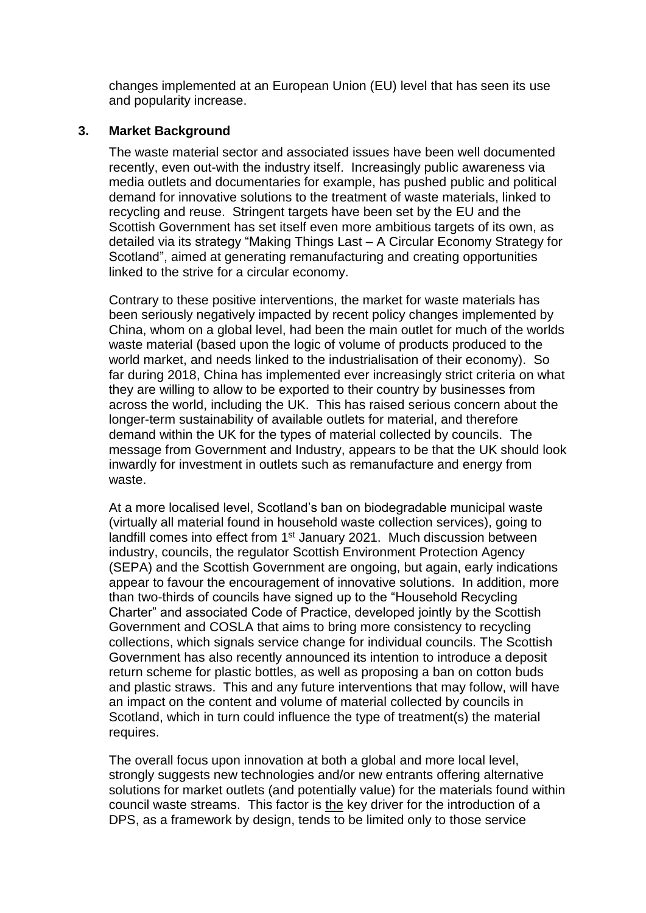changes implemented at an European Union (EU) level that has seen its use and popularity increase.

## 3. Market Background

The waste material sector and associated issues have been well documented recently, even out-with the industry itself. Increasingly public awareness via media outlets and documentaries for example, has pushed public and political demand for innovative solutions to the treatment of waste materials, linked to recycling and reuse. Stringent targets have been set by the EU and the Scottish Government has set itself even more ambitious targets of its own, as detailed via its strategy "Making Things Last – A Circular Economy Strategy for Scotland", aimed at generating remanufacturing and creating opportunities linked to the strive for a circular economy.

Contrary to these positive interventions, the market for waste materials has been seriously negatively impacted by recent policy changes implemented by China, whom on a global level, had been the main outlet for much of the worlds waste material (based upon the logic of volume of products produced to the world market, and needs linked to the industrialisation of their economy). So far during 2018, China has implemented ever increasingly strict criteria on what they are willing to allow to be exported to their country by businesses from across the world, including the UK. This has raised serious concern about the longer-term sustainability of available outlets for material, and therefore demand within the UK for the types of material collected by councils. The message from Government and Industry, appears to be that the UK should look inwardly for investment in outlets such as remanufacture and energy from waste.

At a more localised level, Scotland's ban on biodegradable municipal waste (virtually all material found in household waste collection services), going to landfill comes into effect from 1st January 2021. Much discussion between industry, councils, the regulator Scottish Environment Protection Agency (SEPA) and the Scottish Government are ongoing, but again, early indications appear to favour the encouragement of innovative solutions. In addition, more than two-thirds of councils have signed up to the "Household Recycling Charter" and associated Code of Practice, developed jointly by the Scottish Government and COSLA that aims to bring more consistency to recycling collections, which signals service change for individual councils. The Scottish Government has also recently announced its intention to introduce a deposit return scheme for plastic bottles, as well as proposing a ban on cotton buds and plastic straws. This and any future interventions that may follow, will have an impact on the content and volume of material collected by councils in Scotland, which in turn could influence the type of treatment(s) the material requires.

The overall focus upon innovation at both a global and more local level, strongly suggests new technologies and/or new entrants offering alternative solutions for market outlets (and potentially value) for the materials found within council waste streams. This factor is the key driver for the introduction of a DPS, as a framework by design, tends to be limited only to those service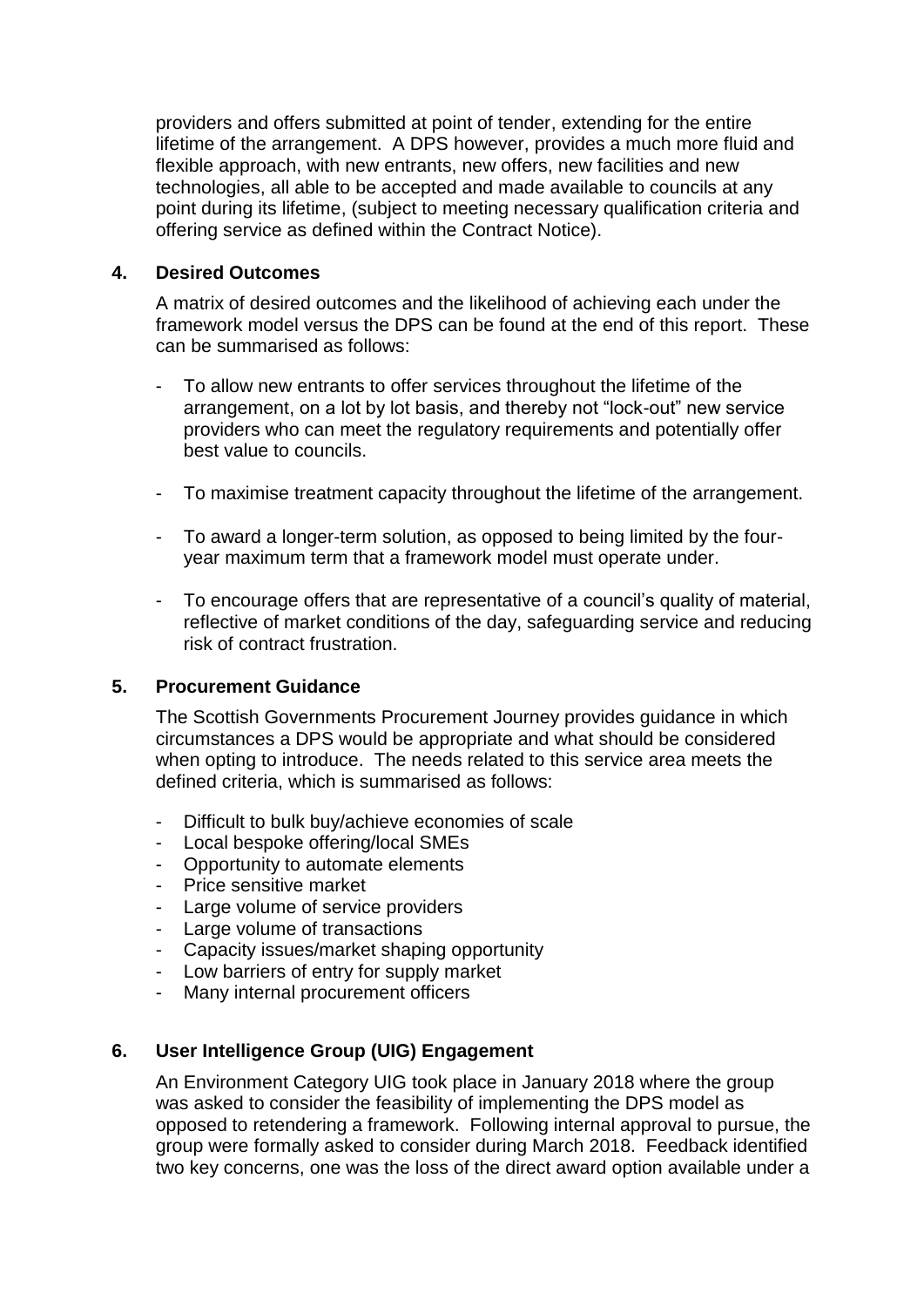providers and offers submitted at point of tender, extending for the entire lifetime of the arrangement. A DPS however, provides a much more fluid and flexible approach, with new entrants, new offers, new facilities and new technologies, all able to be accepted and made available to councils at any point during its lifetime, (subject to meeting necessary qualification criteria and offering service as defined within the Contract Notice).

## 4. Desired Outcomes

A matrix of desired outcomes and the likelihood of achieving each under the framework model versus the DPS can be found at the end of this report. These can be summarised as follows:

- To allow new entrants to offer services throughout the lifetime of the arrangement, on a lot by lot basis, and thereby not "lock-out" new service providers who can meet the regulatory requirements and potentially offer best value to councils.
- To maximise treatment capacity throughout the lifetime of the arrangement.
- To award a longer-term solution, as opposed to being limited by the four-year maximum term that a framework model must operate under.
- To encourage offers that are representative of a council's quality of material, reflective of market conditions of the day, safeguarding service and reducing risk of contract frustration.

## 5. Procurement Guidance

The Scottish Governments Procurement Journey provides guidance in which circumstances a DPS would be appropriate and what should be considered when opting to introduce. The needs related to this service area meets the defined criteria, which is summarised as follows:

- Difficult to bulk buy/achieve economies of scale
- Local bespoke offering/local SMEs
- Opportunity to automate elements
- Price sensitive market
- Large volume of service providers
- Large volume of transactions
- Capacity issues/market shaping opportunity
- Low barriers of entry for supply market
- Many internal procurement officers

## 6. User Intelligence Group (UIG) Engagement

An Environment Category UIG took place in January 2018 where the group was asked to consider the feasibility of implementing the DPS model as opposed to retendering a framework. Following internal approval to pursue, the group were formally asked to consider during March 2018. Feedback identified two key concerns, one was the loss of the direct award option available under a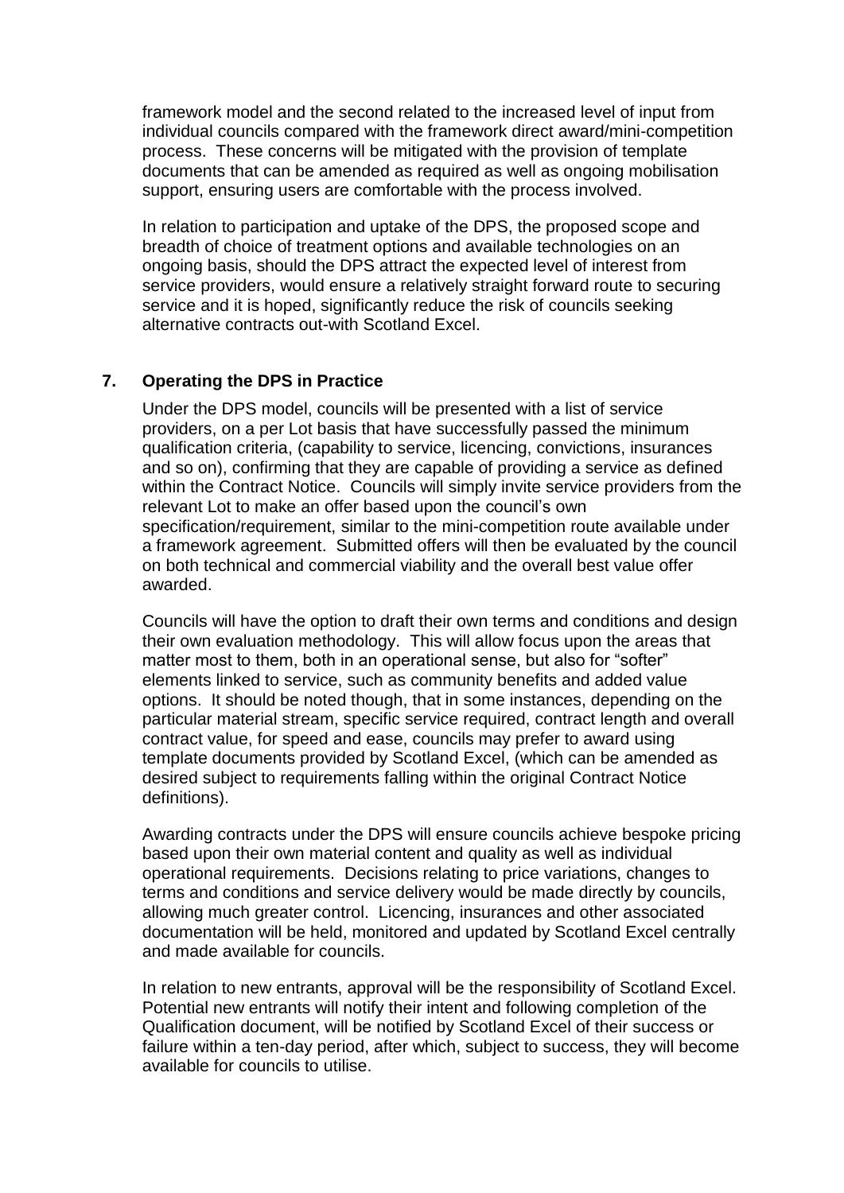framework model and the second related to the increased level of input from individual councils compared with the framework direct award/mini-competition process. These concerns will be mitigated with the provision of template documents that can be amended as required as well as ongoing mobilisation support, ensuring users are comfortable with the process involved.

In relation to participation and uptake of the DPS, the proposed scope and breadth of choice of treatment options and available technologies on an ongoing basis, should the DPS attract the expected level of interest from service providers, would ensure a relatively straight forward route to securing service and it is hoped, significantly reduce the risk of councils seeking alternative contracts out-with Scotland Excel.

## 7. Operating the DPS in Practice

Under the DPS model, councils will be presented with a list of service providers, on a per Lot basis that have successfully passed the minimum qualification criteria, (capability to service, licencing, convictions, insurances and so on), confirming that they are capable of providing a service as defined within the Contract Notice. Councils will simply invite service providers from the relevant Lot to make an offer based upon the council's own specification/requirement, similar to the mini-competition route available under a framework agreement. Submitted offers will then be evaluated by the council on both technical and commercial viability and the overall best value offer awarded.

Councils will have the option to draft their own terms and conditions and design their own evaluation methodology. This will allow focus upon the areas that matter most to them, both in an operational sense, but also for "softer" elements linked to service, such as community benefits and added value options. It should be noted though, that in some instances, depending on the particular material stream, specific service required, contract length and overall contract value, for speed and ease, councils may prefer to award using template documents provided by Scotland Excel, (which can be amended as desired subject to requirements falling within the original Contract Notice definitions).

Awarding contracts under the DPS will ensure councils achieve bespoke pricing based upon their own material content and quality as well as individual operational requirements. Decisions relating to price variations, changes to terms and conditions and service delivery would be made directly by councils, allowing much greater control. Licencing, insurances and other associated documentation will be held, monitored and updated by Scotland Excel centrally and made available for councils.

In relation to new entrants, approval will be the responsibility of Scotland Excel. Potential new entrants will notify their intent and following completion of the Qualification document, will be notified by Scotland Excel of their success or failure within a ten-day period, after which, subject to success, they will become available for councils to utilise.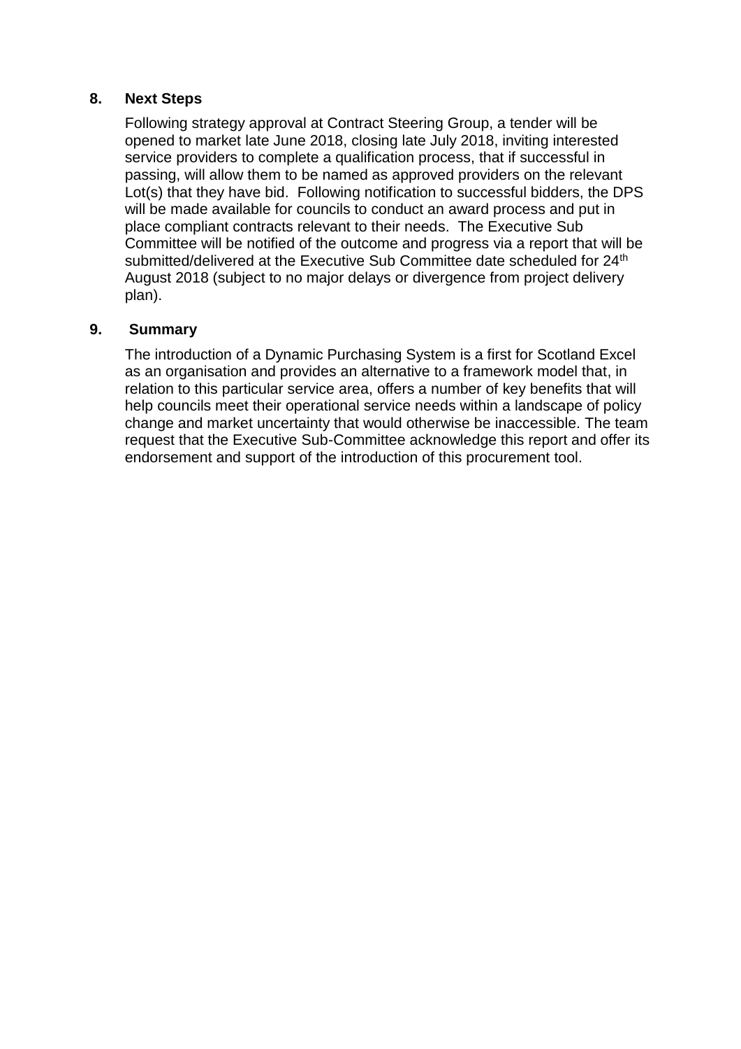## 8. Next Steps

Following strategy approval at Contract Steering Group, a tender will be opened to market late June 2018, closing late July 2018, inviting interested service providers to complete a qualification process, that if successful in passing, will allow them to be named as approved providers on the relevant Lot(s) that they have bid. Following notification to successful bidders, the DPS will be made available for councils to conduct an award process and put in place compliant contracts relevant to their needs. The Executive Sub Committee will be notified of the outcome and progress via a report that will be submitted/delivered at the Executive Sub Committee date scheduled for 24th August 2018 (subject to no major delays or divergence from project delivery plan).

## 9. Summary

The introduction of a Dynamic Purchasing System is a first for Scotland Excel as an organisation and provides an alternative to a framework model that, in relation to this particular service area, offers a number of key benefits that will help councils meet their operational service needs within a landscape of policy change and market uncertainty that would otherwise be inaccessible. The team request that the Executive Sub-Committee acknowledge this report and offer its endorsement and support of the introduction of this procurement tool.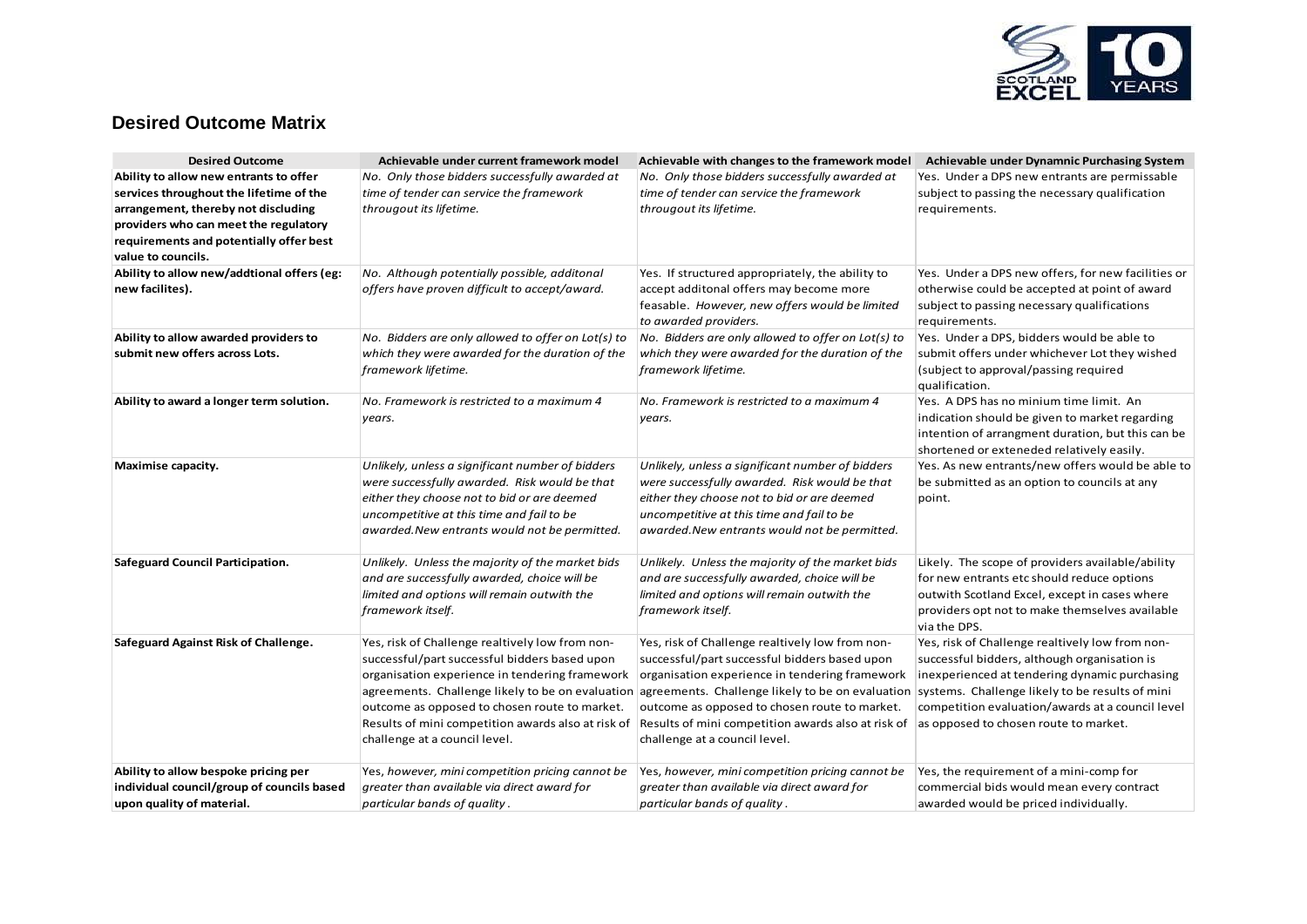## Desired Outcome Matrix

| Desired Outcome | Achievable under current framework model | Achievable with changes to the framework model | Achievable under Dynamnic Purchasing System |
|---|---|---|---|
| **Ability to allow new entrants to offer services throughout the lifetime of the arrangement, thereby not discluding providers who can meet the regulatory requirements and potentially offer best value to councils.** | *No. Only those bidders successfully awarded at time of tender can service the framework througout its lifetime.* | *No. Only those bidders successfully awarded at time of tender can service the framework througout its lifetime.* | Yes. Under a DPS new entrants are permissable subject to passing the necessary qualification requirements. |
| **Ability to allow new/addtional offers (eg: new facilites).** | *No. Although potentially possible, additonal offers have proven difficult to accept/award.* | Yes. If structured appropriately, the ability to accept additonal offers may become more feasable. *However, new offers would be limited to awarded providers.* | Yes. Under a DPS new offers, for new facilities or otherwise could be accepted at point of award subject to passing necessary qualifications requirements. |
| **Ability to allow awarded providers to submit new offers across Lots.** | *No. Bidders are only allowed to offer on Lot(s) to which they were awarded for the duration of the framework lifetime.* | *No. Bidders are only allowed to offer on Lot(s) to which they were awarded for the duration of the framework lifetime.* | Yes. Under a DPS, bidders would be able to submit offers under whichever Lot they wished (subject to approval/passing required qualification. |
| **Ability to award a longer term solution.** | *No. Framework is restricted to a maximum 4 years.* | *No. Framework is restricted to a maximum 4 years.* | Yes. A DPS has no minium time limit. An indication should be given to market regarding intention of arrangment duration, but this can be shortened or exteneded relatively easily. |
| **Maximise capacity.** | *Unlikely, unless a significant number of bidders were successfully awarded. Risk would be that either they choose not to bid or are deemed uncompetitive at this time and fail to be awarded.New entrants would not be permitted.* | *Unlikely, unless a significant number of bidders were successfully awarded. Risk would be that either they choose not to bid or are deemed uncompetitive at this time and fail to be awarded.New entrants would not be permitted.* | Yes. As new entrants/new offers would be able to be submitted as an option to councils at any point. |
| **Safeguard Council Participation.** | *Unlikely. Unless the majority of the market bids and are successfully awarded, choice will be limited and options will remain outwith the framework itself.* | *Unlikely. Unless the majority of the market bids and are successfully awarded, choice will be limited and options will remain outwith the framework itself.* | Likely. The scope of providers available/ability for new entrants etc should reduce options outwith Scotland Excel, except in cases where providers opt not to make themselves available via the DPS. |
| **Safeguard Against Risk of Challenge.** | Yes, risk of Challenge realtively low from non-successful/part successful bidders based upon organisation experience in tendering framework agreements. Challenge likely to be on evaluation outcome as opposed to chosen route to market. Results of mini competition awards also at risk of challenge at a council level. | Yes, risk of Challenge realtively low from non-successful/part successful bidders based upon organisation experience in tendering framework agreements. Challenge likely to be on evaluation outcome as opposed to chosen route to market. Results of mini competition awards also at risk of challenge at a council level. | Yes, risk of Challenge realtively low from non-successful bidders, although organisation is inexperienced at tendering dynamic purchasing systems. Challenge likely to be results of mini competition evaluation/awards at a council level as opposed to chosen route to market. |
| **Ability to allow bespoke pricing per individual council/group of councils based upon quality of material.** | Yes, *however, mini competition pricing cannot be greater than available via direct award for particular bands of quality*. | Yes, *however, mini competition pricing cannot be greater than available via direct award for particular bands of quality*. | Yes, the requirement of a mini-comp for commercial bids would mean every contract awarded would be priced individually. |